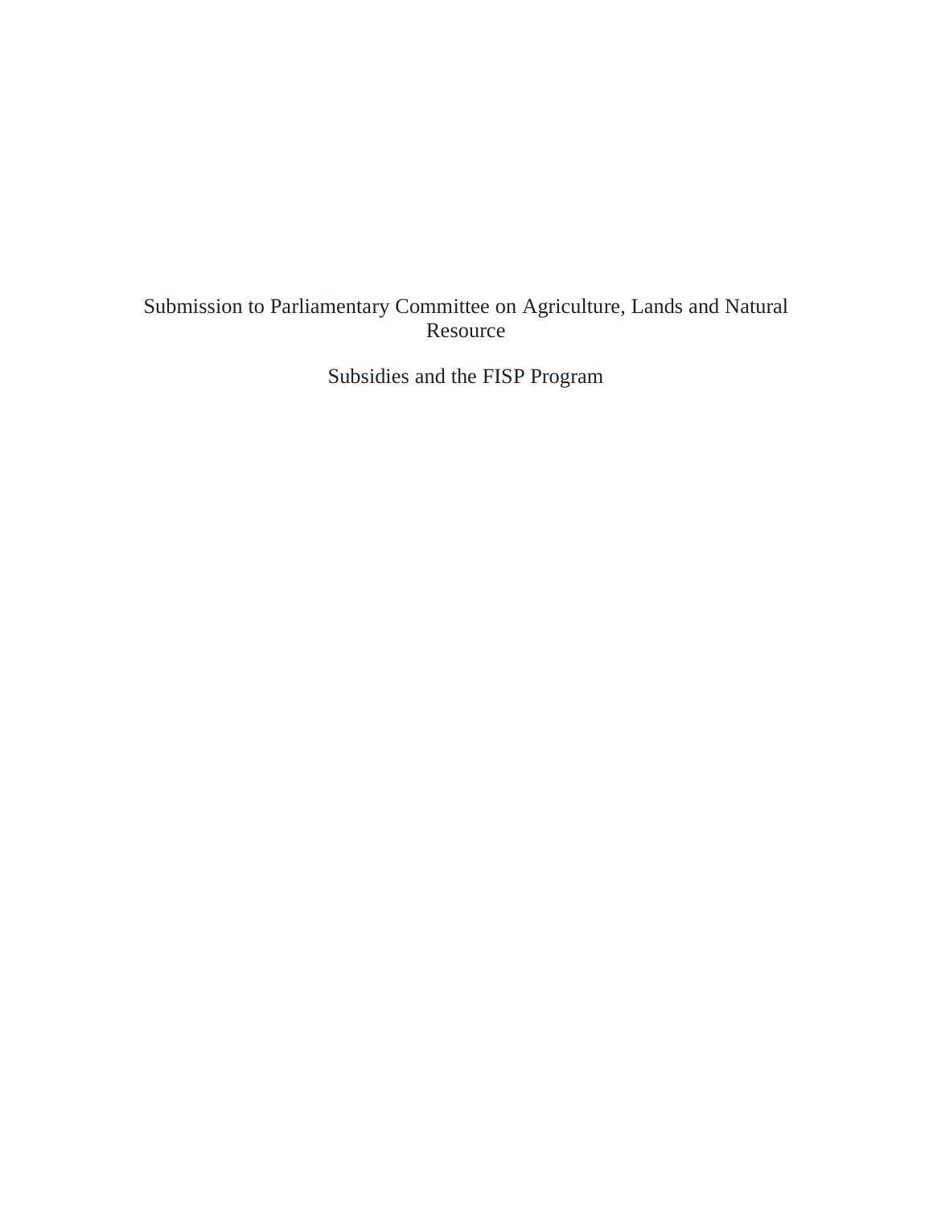# Submission to Parliamentary Committee on Agriculture, Lands and Natural Resource

## Subsidies and the FISP Program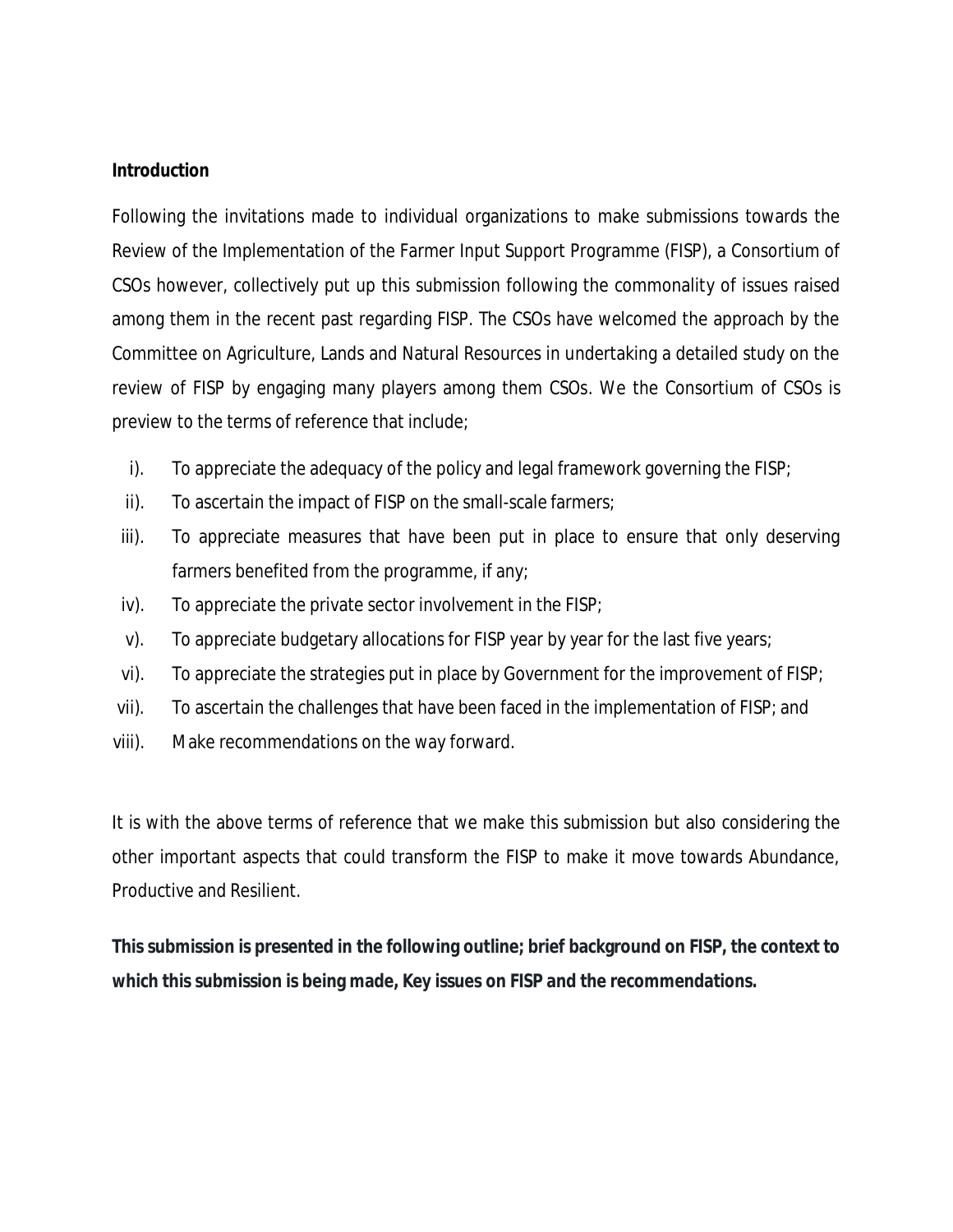**Introduction**

Following the invitations made to individual organizations to make submissions towards the Review of the Implementation of the Farmer Input Support Programme (FISP), a Consortium of CSOs however, collectively put up this submission following the commonality of issues raised among them in the recent past regarding FISP. The CSOs have welcomed the approach by the Committee on Agriculture, Lands and Natural Resources in undertaking a detailed study on the review of FISP by engaging many players among them CSOs. We the Consortium of CSOs is preview to the terms of reference that include;

i). To appreciate the adequacy of the policy and legal framework governing the FISP;

ii). To ascertain the impact of FISP on the small-scale farmers;

iii). To appreciate measures that have been put in place to ensure that only deserving farmers benefited from the programme, if any;

iv). To appreciate the private sector involvement in the FISP;

v). To appreciate budgetary allocations for FISP year by year for the last five years;

vi). To appreciate the strategies put in place by Government for the improvement of FISP;

vii). To ascertain the challenges that have been faced in the implementation of FISP; and

viii). Make recommendations on the way forward.

It is with the above terms of reference that we make this submission but also considering the other important aspects that could transform the FISP to make it move towards Abundance, Productive and Resilient.

**This submission is presented in the following outline; brief background on FISP, the context to which this submission is being made, Key issues on FISP and the recommendations.**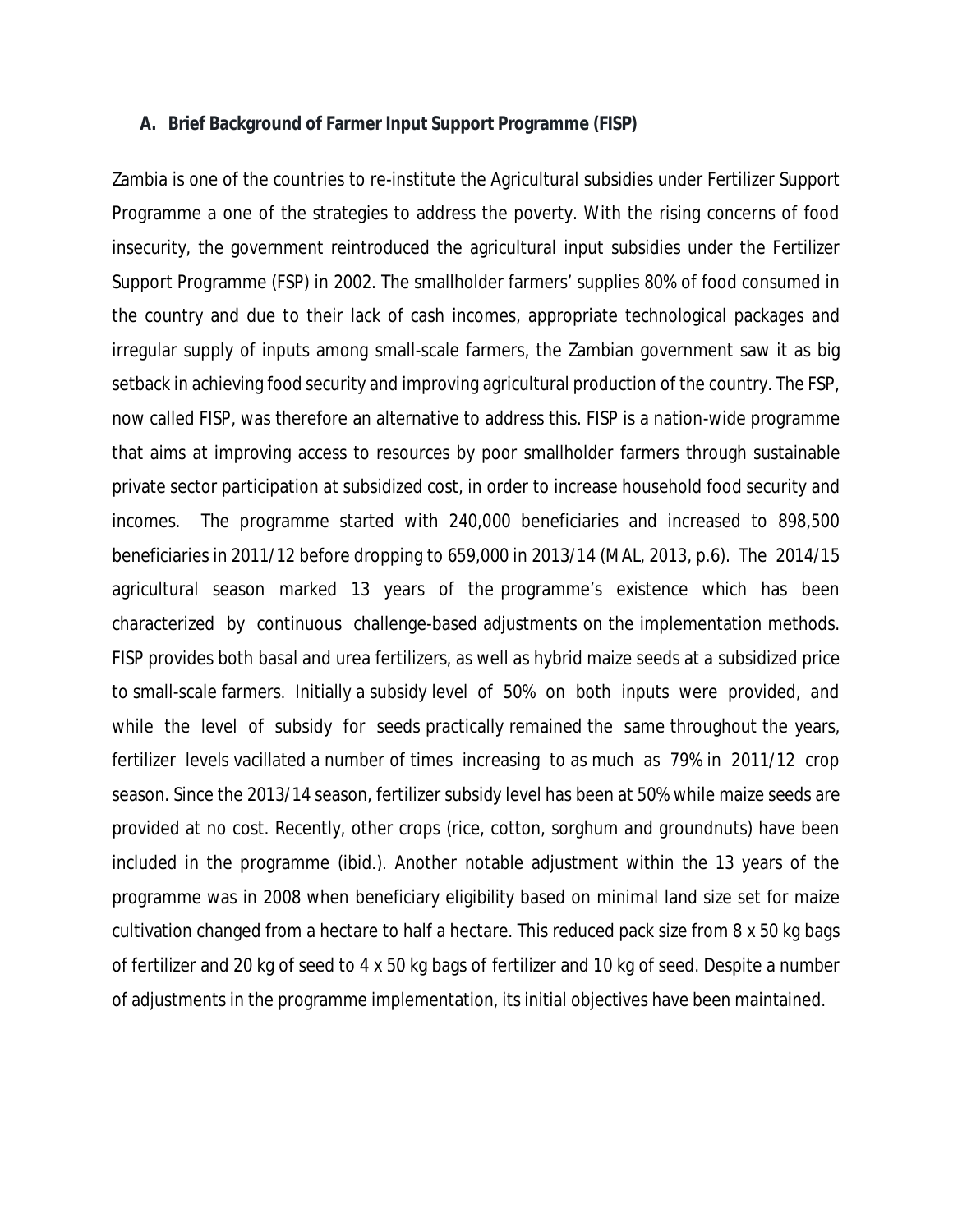## A. Brief Background of Farmer Input Support Programme (FISP)

Zambia is one of the countries to re-institute the Agricultural subsidies under Fertilizer Support Programme a one of the strategies to address the poverty. With the rising concerns of food insecurity, the government reintroduced the agricultural input subsidies under the Fertilizer Support Programme (FSP) in 2002. The smallholder farmers' supplies 80% of food consumed in the country and due to their lack of cash incomes, appropriate technological packages and irregular supply of inputs among small-scale farmers, the Zambian government saw it as big setback in achieving food security and improving agricultural production of the country. The FSP, now called FISP, was therefore an alternative to address this. FISP is a nation-wide programme that aims at improving access to resources by poor smallholder farmers through sustainable private sector participation at subsidized cost, in order to increase household food security and incomes. The programme started with 240,000 beneficiaries and increased to 898,500 beneficiaries in 2011/12 before dropping to 659,000 in 2013/14 (MAL, 2013, p.6). The 2014/15 agricultural season marked 13 years of the programme's existence which has been characterized by continuous challenge-based adjustments on the implementation methods. FISP provides both basal and urea fertilizers, as well as hybrid maize seeds at a subsidized price to small-scale farmers. Initially a subsidy level of 50% on both inputs were provided, and while the level of subsidy for seeds practically remained the same throughout the years, fertilizer levels vacillated a number of times increasing to as much as 79% in 2011/12 crop season. Since the 2013/14 season, fertilizer subsidy level has been at 50% while maize seeds are provided at no cost. Recently, other crops (rice, cotton, sorghum and groundnuts) have been included in the programme (ibid.). Another notable adjustment within the 13 years of the programme was in 2008 when beneficiary eligibility based on minimal land size set for maize cultivation changed from a hectare to half a hectare. This reduced pack size from 8 x 50 kg bags of fertilizer and 20 kg of seed to 4 x 50 kg bags of fertilizer and 10 kg of seed. Despite a number of adjustments in the programme implementation, its initial objectives have been maintained.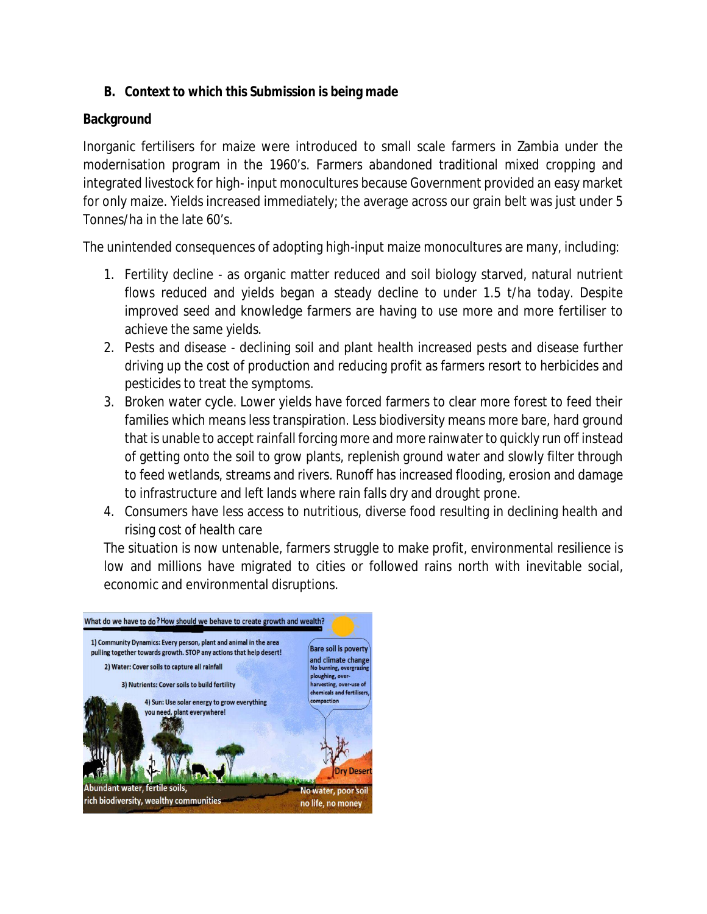### B. Context to which this Submission is being made

**Background**

Inorganic fertilisers for maize were introduced to small scale farmers in Zambia under the modernisation program in the 1960's. Farmers abandoned traditional mixed cropping and integrated livestock for high- input monocultures because Government provided an easy market for only maize. Yields increased immediately; the average across our grain belt was just under 5 Tonnes/ha in the late 60's.

The unintended consequences of adopting high-input maize monocultures are many, including:

1. Fertility decline - as organic matter reduced and soil biology starved, natural nutrient flows reduced and yields began a steady decline to under 1.5 t/ha today. Despite improved seed and knowledge farmers are having to use more and more fertiliser to achieve the same yields.
2. Pests and disease - declining soil and plant health increased pests and disease further driving up the cost of production and reducing profit as farmers resort to herbicides and pesticides to treat the symptoms.
3. Broken water cycle. Lower yields have forced farmers to clear more forest to feed their families which means less transpiration. Less biodiversity means more bare, hard ground that is unable to accept rainfall forcing more and more rainwater to quickly run off instead of getting onto the soil to grow plants, replenish ground water and slowly filter through to feed wetlands, streams and rivers. Runoff has increased flooding, erosion and damage to infrastructure and left lands where rain falls dry and drought prone.
4. Consumers have less access to nutritious, diverse food resulting in declining health and rising cost of health care

The situation is now untenable, farmers struggle to make profit, environmental resilience is low and millions have migrated to cities or followed rains north with inevitable social, economic and environmental disruptions.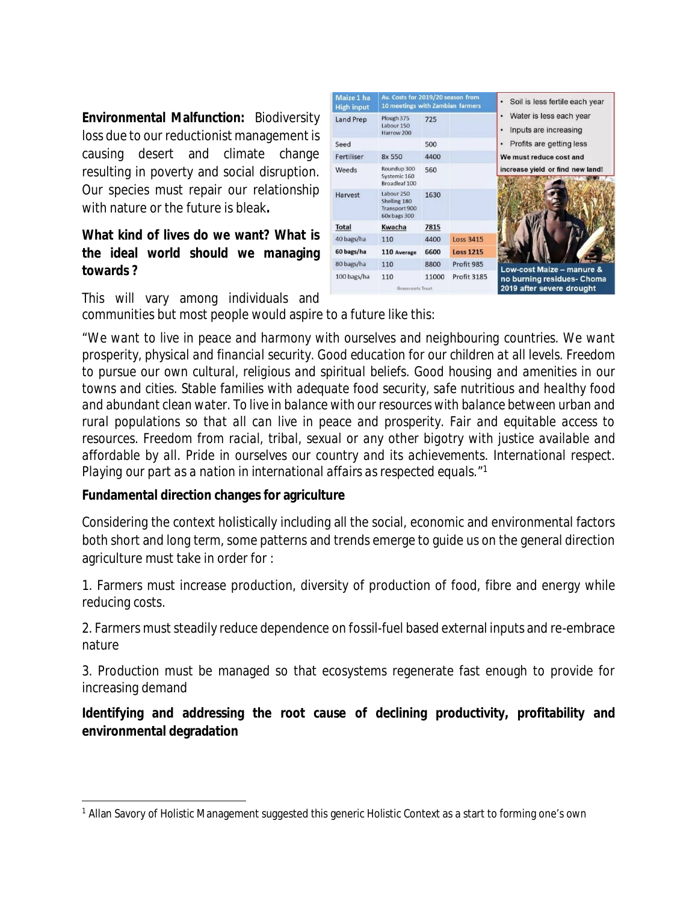**Environmental Malfunction:** Biodiversity loss due to our reductionist management is causing desert and climate change resulting in poverty and social disruption. Our species must repair our relationship with nature or the future is bleak**.**

| Maize 1 ha High input | Av. Costs for 2019/20 season from 10 meetings with Zambian farmers | | |
|---|---|---|---|
| Land Prep | Plough 375 Labour 150 Harrow 200 | 725 | |
| Seed | | 500 | |
| Fertiliser | 8x 550 | 4400 | |
| Weeds | Roundup 300 Systemic 160 Broadleaf 100 | 560 | |
| Harvest | Labour 250 Shelling 180 Transport 900 60x bags 300 | 1630 | |
| Total | Kwacha | 7815 | |
| 40 bags/ha | 110 | 4400 | Loss 3415 |
| **60 bags/ha** | **110 Average** | **6600** | **Loss 1215** |
| 80 bags/ha | 110 | 8800 | Profit 985 |
| 100 bags/ha | 110 | 11000 | Profit 3185 |

Grassroots Trust

- Soil is less fertile each year
- Water is less each year
- Inputs are increasing
- Profits are getting less

**We must reduce cost and increase yield or find new land!**

Low-cost Maize – manure & no burning residues- Choma 2019 after severe drought

**What kind of lives do we want? What is the ideal world should we managing towards ?**

This will vary among individuals and communities but most people would aspire to a future like this:

*"We want to live in peace and harmony with ourselves and neighbouring countries. We want prosperity, physical and financial security. Good education for our children at all levels. Freedom to pursue our own cultural, religious and spiritual beliefs. Good housing and amenities in our towns and cities. Stable families with adequate food security, safe nutritious and healthy food and abundant clean water. To live in balance with our resources with balance between urban and rural populations so that all can live in peace and prosperity. Fair and equitable access to resources. Freedom from racial, tribal, sexual or any other bigotry with justice available and affordable by all. Pride in ourselves our country and its achievements. International respect. Playing our part as a nation in international affairs as respected equals."*[1]

**Fundamental direction changes for agriculture**

Considering the context holistically including all the social, economic and environmental factors both short and long term, some patterns and trends emerge to guide us on the general direction agriculture must take in order for :

1. Farmers must increase production, diversity of production of food, fibre and energy while reducing costs.

2. Farmers must steadily reduce dependence on fossil-fuel based external inputs and re-embrace nature

3. Production must be managed so that ecosystems regenerate fast enough to provide for increasing demand

**Identifying and addressing the root cause of declining productivity, profitability and environmental degradation**

[1] Allan Savory of Holistic Management suggested this generic Holistic Context as a start to forming one's own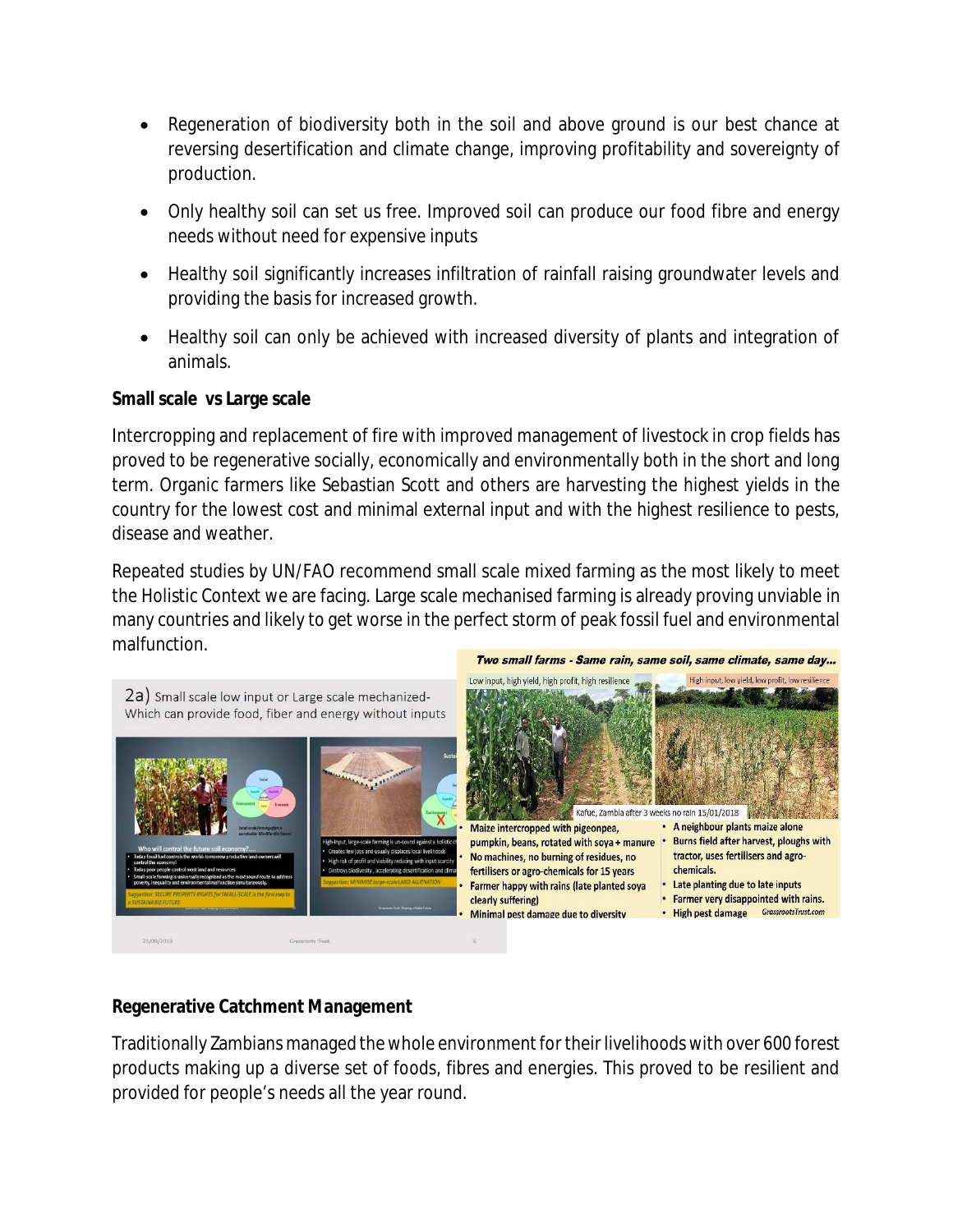- Regeneration of biodiversity both in the soil and above ground is our best chance at reversing desertification and climate change, improving profitability and sovereignty of production.
- Only healthy soil can set us free. Improved soil can produce our food fibre and energy needs without need for expensive inputs
- Healthy soil significantly increases infiltration of rainfall raising groundwater levels and providing the basis for increased growth.
- Healthy soil can only be achieved with increased diversity of plants and integration of animals.

**Small scale vs Large scale**

Intercropping and replacement of fire with improved management of livestock in crop fields has proved to be regenerative socially, economically and environmentally both in the short and long term. Organic farmers like Sebastian Scott and others are harvesting the highest yields in the country for the lowest cost and minimal external input and with the highest resilience to pests, disease and weather.

Repeated studies by UN/FAO recommend small scale mixed farming as the most likely to meet the Holistic Context we are facing. Large scale mechanised farming is already proving unviable in many countries and likely to get worse in the perfect storm of peak fossil fuel and environmental malfunction.

2a) Small scale low input or Large scale mechanized- Which can provide food, fiber and energy without inputs

*Two small farms - Same rain, same soil, same climate, same day...*

| Low input, high yield, high profit, high resilience | High input, low yield, low profit, low resilience |
| --- | --- |
| Maize intercropped with pigeonpea, pumpkin, beans, rotated with soya + manure | A neighbour plants maize alone |
| No machines, no burning of residues, no fertilisers or agro-chemicals for 15 years | Burns field after harvest, ploughs with tractor, uses fertilisers and agro-chemicals. |
| Farmer happy with rains (late planted soya clearly suffering) | Late planting due to late inputs |
| Minimal pest damage due to diversity | Farmer very disappointed with rains. |
| | High pest damage |

Kafue, Zambia after 3 weeks no rain 15/01/2018

**Regenerative Catchment Management**

Traditionally Zambians managed the whole environment for their livelihoods with over 600 forest products making up a diverse set of foods, fibres and energies. This proved to be resilient and provided for people's needs all the year round.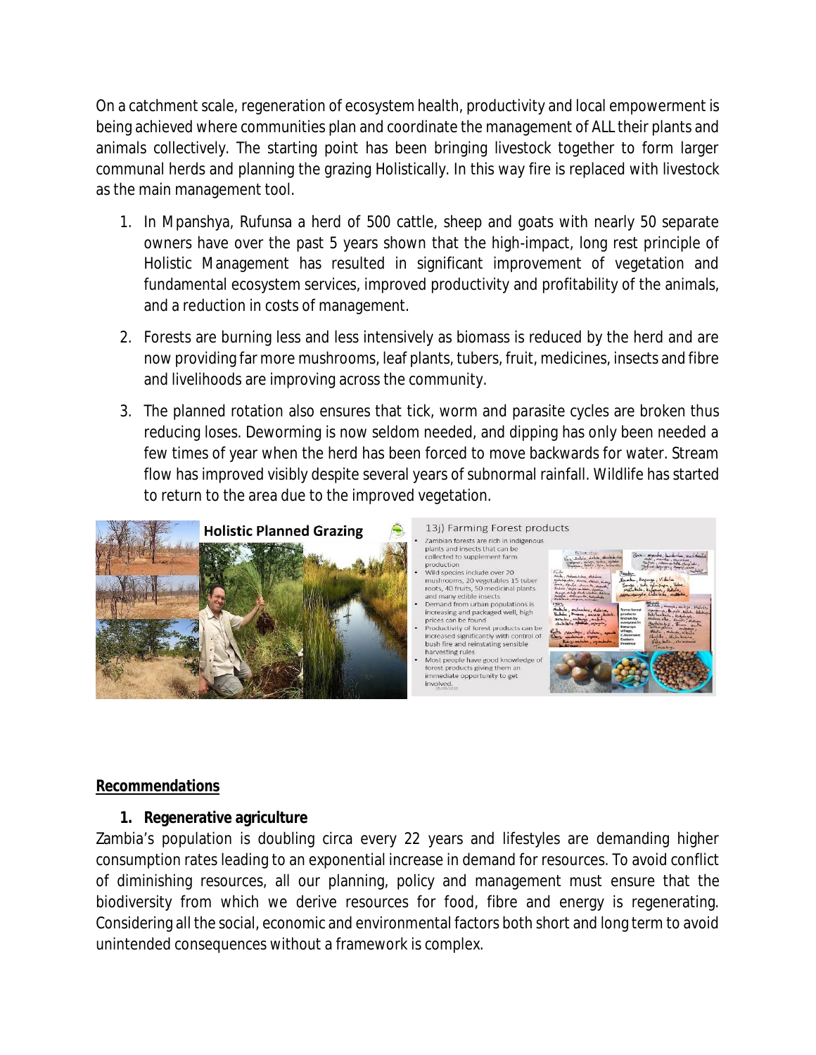On a catchment scale, regeneration of ecosystem health, productivity and local empowerment is being achieved where communities plan and coordinate the management of ALL their plants and animals collectively. The starting point has been bringing livestock together to form larger communal herds and planning the grazing Holistically. In this way fire is replaced with livestock as the main management tool.

1. In Mpanshya, Rufunsa a herd of 500 cattle, sheep and goats with nearly 50 separate owners have over the past 5 years shown that the high-impact, long rest principle of Holistic Management has resulted in significant improvement of vegetation and fundamental ecosystem services, improved productivity and profitability of the animals, and a reduction in costs of management.

2. Forests are burning less and less intensively as biomass is reduced by the herd and are now providing far more mushrooms, leaf plants, tubers, fruit, medicines, insects and fibre and livelihoods are improving across the community.

3. The planned rotation also ensures that tick, worm and parasite cycles are broken thus reducing loses. Deworming is now seldom needed, and dipping has only been needed a few times of year when the herd has been forced to move backwards for water. Stream flow has improved visibly despite several years of subnormal rainfall. Wildlife has started to return to the area due to the improved vegetation.

## Recommendations

### 1. Regenerative agriculture

Zambia's population is doubling circa every 22 years and lifestyles are demanding higher consumption rates leading to an exponential increase in demand for resources. To avoid conflict of diminishing resources, all our planning, policy and management must ensure that the biodiversity from which we derive resources for food, fibre and energy is regenerating. Considering all the social, economic and environmental factors both short and long term to avoid unintended consequences without a framework is complex.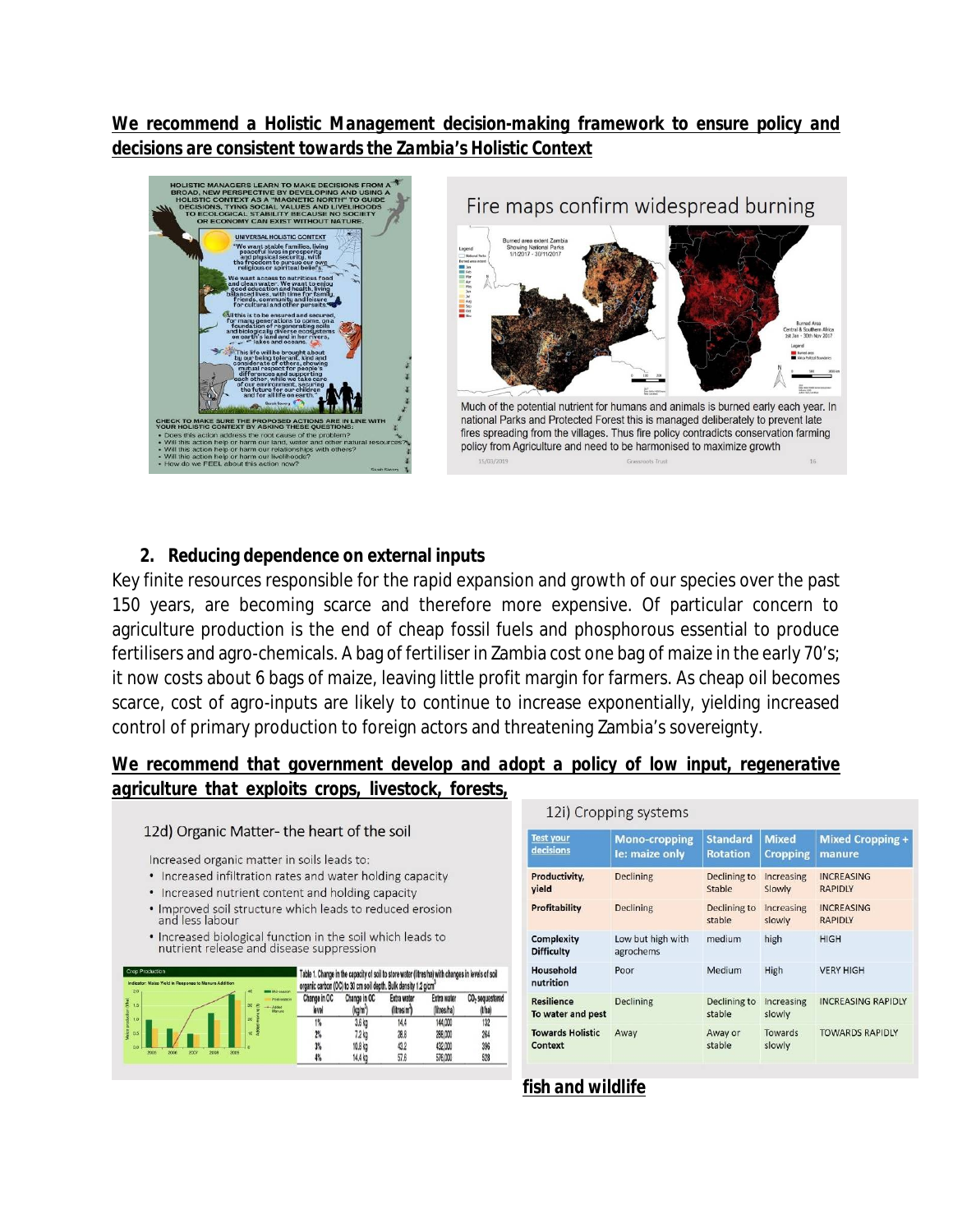**We recommend a Holistic Management decision-making framework to ensure policy and decisions are consistent towards the Zambia's Holistic Context**

HOLISTIC MANAGERS LEARN TO MAKE DECISIONS FROM A BROAD, NEW PERSPECTIVE BY DEVELOPING AND USING A HOLISTIC CONTEXT AS A "MAGNETIC NORTH" TO GUIDE DECISIONS, TYING SOCIAL VALUES AND LIVELIHOODS TO ECOLOGICAL STABILITY BECAUSE NO SOCIETY OR ECONOMY CAN EXIST WITHOUT NATURE.

UNIVERSAL HOLISTIC CONTEXT

"We want stable families, living peaceful lives in prosperity and physical security, with the freedom to pursue our own religious or spiritual beliefs.

We want access to nutritious food and clean water. We want to enjoy good education and health, living balanced lives, with time for family, friends, community and leisure for cultural and other pursuits.

All this is to be ensured and secured, for many generations to come, on a foundation of regenerating soils and biologically diverse ecosystems on earth's land and in her rivers, lakes and oceans.

This life will be brought about by our being tolerant, kind and considerate of others, showing mutual respect for people's differences and supporting each other, while we take care of our environment, securing the future for our children and for all life on earth."

CHECK TO MAKE SURE THE PROPOSED ACTIONS ARE IN LINE WITH YOUR HOLISTIC CONTEXT BY ASKING THESE QUESTIONS:

- Does this action address the root cause of the problem?
- Will this action help or harm our land, water and other natural resources?
- Will this action help or harm our relationships with others?
- Will this action help or harm our livelihoods?
- How do we FEEL about this action now?

Fire maps confirm widespread burning

Much of the potential nutrient for humans and animals is burned early each year. In national Parks and Protected Forest this is managed deliberately to prevent late fires spreading from the villages. Thus fire policy contradicts conservation farming policy from Agriculture and need to be harmonised to maximize growth

## 2. Reducing dependence on external inputs

Key finite resources responsible for the rapid expansion and growth of our species over the past 150 years, are becoming scarce and therefore more expensive. Of particular concern to agriculture production is the end of cheap fossil fuels and phosphorous essential to produce fertilisers and agro-chemicals. A bag of fertiliser in Zambia cost one bag of maize in the early 70's; it now costs about 6 bags of maize, leaving little profit margin for farmers. As cheap oil becomes scarce, cost of agro-inputs are likely to continue to increase exponentially, yielding increased control of primary production to foreign actors and threatening Zambia's sovereignty.

**We recommend that government develop and adopt a policy of low input, regenerative agriculture that exploits crops, livestock, forests, fish and wildlife**

12d) Organic Matter- the heart of the soil

Increased organic matter in soils leads to:

- Increased infiltration rates and water holding capacity
- Increased nutrient content and holding capacity
- Improved soil structure which leads to reduced erosion and less labour
- Increased biological function in the soil which leads to nutrient release and disease suppression

Table 1. Change in the capacity of soil to store water (litres/ha) with changes in levels of soil organic carbon (OC) to 30 cm soil depth. Bulk density 1.2 g/cm³

| Change in OC level | Change in OC (kg/m³) | Extra water (litres/m³) | Extra water (litres/ha) | $CO_2$ sequestered (t/ha) |
|---|---|---|---|---|
| 1% | 3.6 kg | 14.4 | 144,000 | 132 |
| 2% | 7.2 kg | 28.8 | 288,000 | 264 |
| 3% | 10.8 kg | 43.2 | 432,000 | 396 |
| 4% | 14.4 kg | 57.6 | 576,000 | 528 |

12i) Cropping systems

| Test your decisions | Mono-cropping Ie: maize only | Standard Rotation | Mixed Cropping | Mixed Cropping + manure |
|---|---|---|---|---|
| Productivity, yield | Declining | Declining to Stable | Increasing Slowly | INCREASING RAPIDLY |
| Profitability | Declining | Declining to stable | Increasing slowly | INCREASING RAPIDLY |
| Complexity Difficulty | Low but high with agrochems | medium | high | HIGH |
| Household nutrition | Poor | Medium | High | VERY HIGH |
| Resilience To water and pest | Declining | Declining to stable | Increasing slowly | INCREASING RAPIDLY |
| Towards Holistic Context | Away | Away or stable | Towards slowly | TOWARDS RAPIDLY |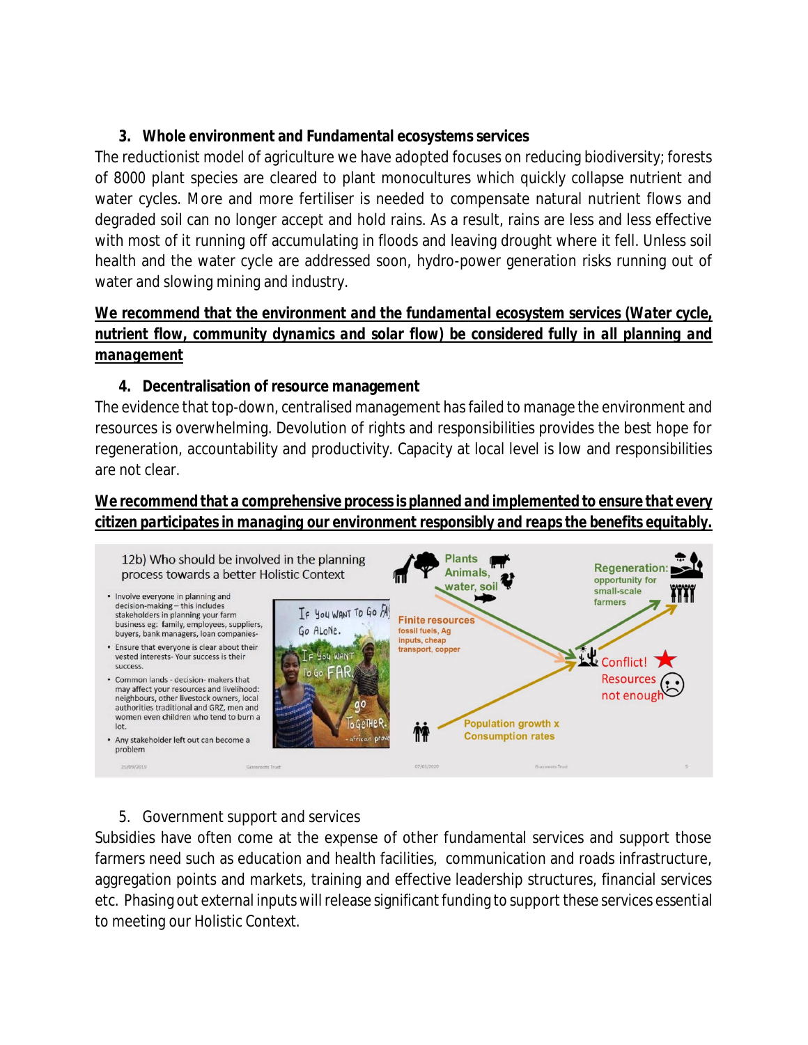### 3. Whole environment and Fundamental ecosystems services

The reductionist model of agriculture we have adopted focuses on reducing biodiversity; forests of 8000 plant species are cleared to plant monocultures which quickly collapse nutrient and water cycles. More and more fertiliser is needed to compensate natural nutrient flows and degraded soil can no longer accept and hold rains. As a result, rains are less and less effective with most of it running off accumulating in floods and leaving drought where it fell. Unless soil health and the water cycle are addressed soon, hydro-power generation risks running out of water and slowing mining and industry.

**We recommend that the environment and the fundamental ecosystem services (Water cycle, nutrient flow, community dynamics and solar flow) be considered fully in all planning and management**

### 4. Decentralisation of resource management

The evidence that top-down, centralised management has failed to manage the environment and resources is overwhelming. Devolution of rights and responsibilities provides the best hope for regeneration, accountability and productivity. Capacity at local level is low and responsibilities are not clear.

**We recommend that a comprehensive process is planned and implemented to ensure that every citizen participates in managing our environment responsibly and reaps the benefits equitably.**

12b) Who should be involved in the planning process towards a better Holistic Context

- Involve everyone in planning and decision-making – this includes stakeholders in planning your farm business eg: family, employees, suppliers, buyers, bank managers, loan companies-
- Ensure that everyone is clear about their vested interests- Your success is their success.
- Common lands - decision- makers that may affect your resources and livelihood: neighbours, other livestock owners, local authorities traditional and GRZ, men and women even children who tend to burn a lot.
- Any stakeholder left out can become a problem

If you want to go fast go alone. If you want to go far go together. - african proverb

Plants Animals, water, soil

Finite resources fossil fuels, Ag inputs, cheap transport, copper

Population growth x Consumption rates

Regeneration: opportunity for small-scale farmers

Conflict! Resources not enough

### 5. Government support and services

Subsidies have often come at the expense of other fundamental services and support those farmers need such as education and health facilities, communication and roads infrastructure, aggregation points and markets, training and effective leadership structures, financial services etc. Phasing out external inputs will release significant funding to support these services essential to meeting our Holistic Context.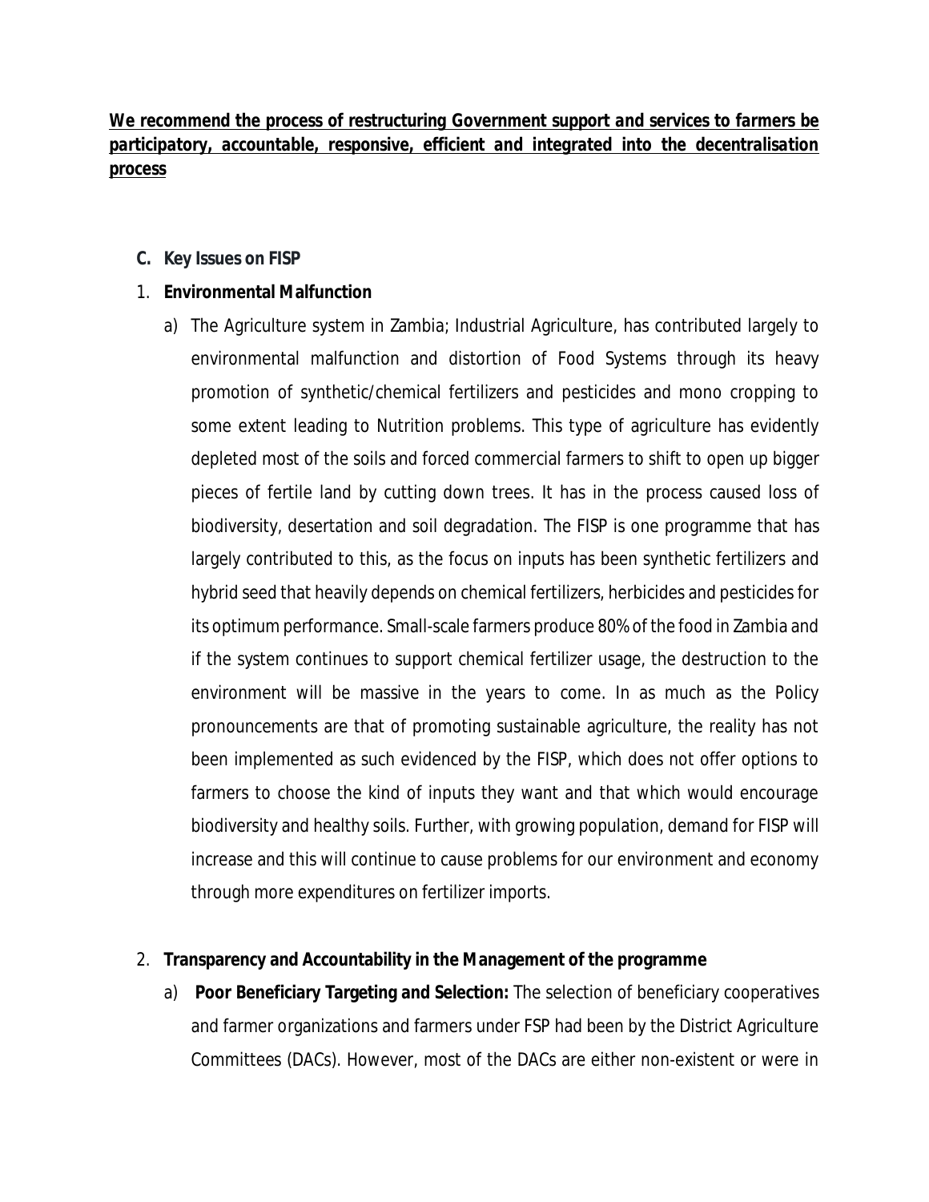***<u>We recommend the process of restructuring Government support and services to farmers be participatory, accountable, responsive, efficient and integrated into the decentralisation process</u>***

**C. Key Issues on FISP**

1. **Environmental Malfunction**

   a) The Agriculture system in Zambia; Industrial Agriculture, has contributed largely to environmental malfunction and distortion of Food Systems through its heavy promotion of synthetic/chemical fertilizers and pesticides and mono cropping to some extent leading to Nutrition problems. This type of agriculture has evidently depleted most of the soils and forced commercial farmers to shift to open up bigger pieces of fertile land by cutting down trees. It has in the process caused loss of biodiversity, desertation and soil degradation. The FISP is one programme that has largely contributed to this, as the focus on inputs has been synthetic fertilizers and hybrid seed that heavily depends on chemical fertilizers, herbicides and pesticides for its optimum performance. Small-scale farmers produce 80% of the food in Zambia and if the system continues to support chemical fertilizer usage, the destruction to the environment will be massive in the years to come. In as much as the Policy pronouncements are that of promoting sustainable agriculture, the reality has not been implemented as such evidenced by the FISP, which does not offer options to farmers to choose the kind of inputs they want and that which would encourage biodiversity and healthy soils. Further, with growing population, demand for FISP will increase and this will continue to cause problems for our environment and economy through more expenditures on fertilizer imports.

2. **Transparency and Accountability in the Management of the programme**

   a) **Poor Beneficiary Targeting and Selection:** The selection of beneficiary cooperatives and farmer organizations and farmers under FSP had been by the District Agriculture Committees (DACs). However, most of the DACs are either non-existent or were in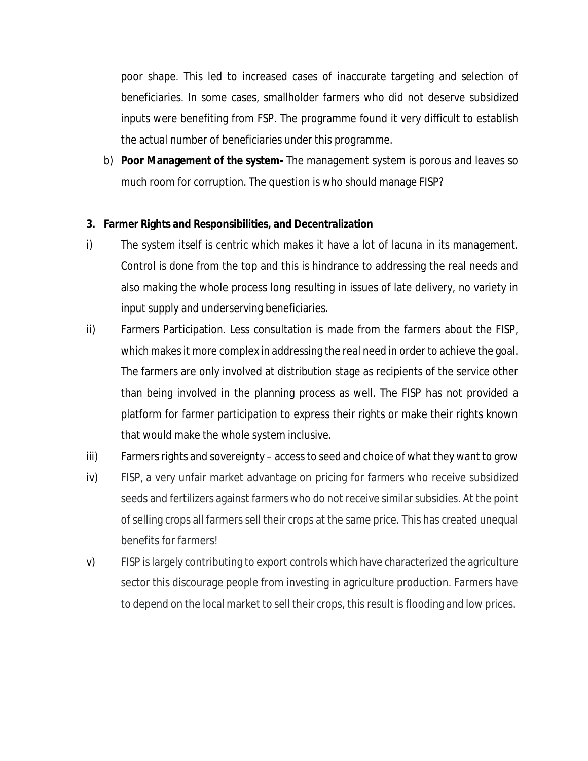poor shape. This led to increased cases of inaccurate targeting and selection of beneficiaries. In some cases, smallholder farmers who did not deserve subsidized inputs were benefiting from FSP. The programme found it very difficult to establish the actual number of beneficiaries under this programme.

b) **Poor Management of the system-** The management system is porous and leaves so much room for corruption. The question is who should manage FISP?

**3. Farmer Rights and Responsibilities, and Decentralization**

i) The system itself is centric which makes it have a lot of lacuna in its management. Control is done from the top and this is hindrance to addressing the real needs and also making the whole process long resulting in issues of late delivery, no variety in input supply and underserving beneficiaries.

ii) Farmers Participation. Less consultation is made from the farmers about the FISP, which makes it more complex in addressing the real need in order to achieve the goal. The farmers are only involved at distribution stage as recipients of the service other than being involved in the planning process as well. The FISP has not provided a platform for farmer participation to express their rights or make their rights known that would make the whole system inclusive.

iii) Farmers rights and sovereignty – access to seed and choice of what they want to grow

iv) FISP, a very unfair market advantage on pricing for farmers who receive subsidized seeds and fertilizers against farmers who do not receive similar subsidies. At the point of selling crops all farmers sell their crops at the same price. This has created unequal benefits for farmers!

v) FISP is largely contributing to export controls which have characterized the agriculture sector this discourage people from investing in agriculture production. Farmers have to depend on the local market to sell their crops, this result is flooding and low prices.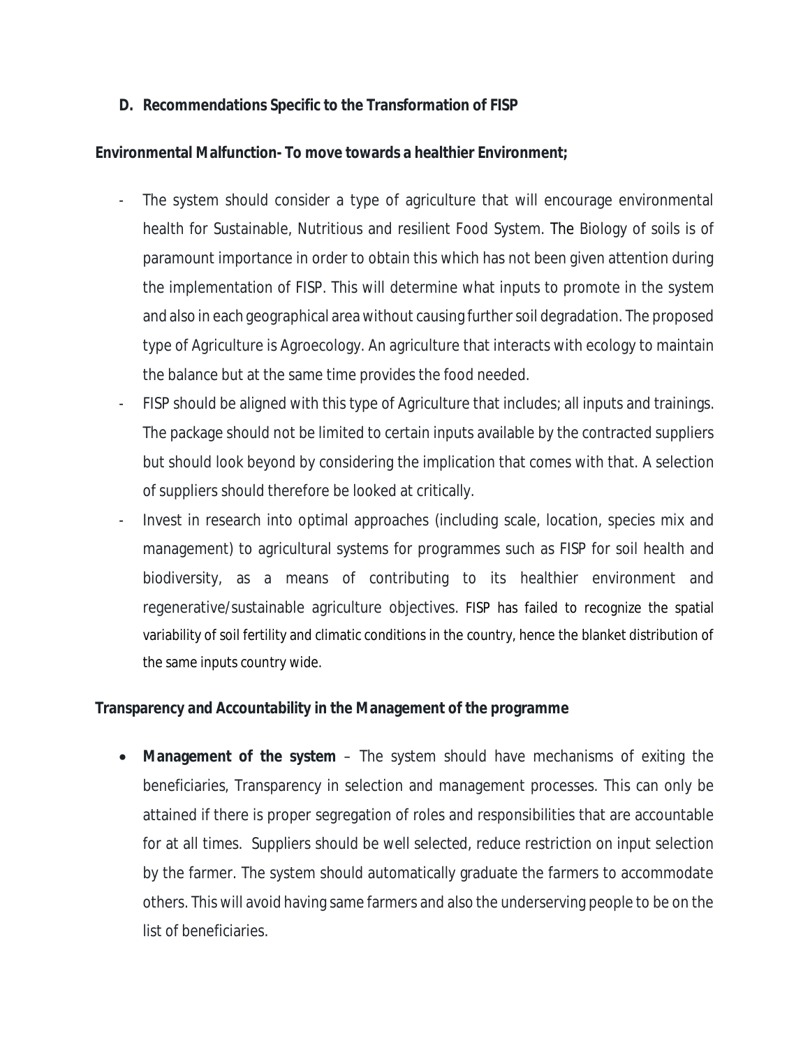**D. Recommendations Specific to the Transformation of FISP**

**Environmental Malfunction- To move towards a healthier Environment;**

- The system should consider a type of agriculture that will encourage environmental health for Sustainable, Nutritious and resilient Food System. The Biology of soils is of paramount importance in order to obtain this which has not been given attention during the implementation of FISP. This will determine what inputs to promote in the system and also in each geographical area without causing further soil degradation. The proposed type of Agriculture is Agroecology. An agriculture that interacts with ecology to maintain the balance but at the same time provides the food needed.
- FISP should be aligned with this type of Agriculture that includes; all inputs and trainings. The package should not be limited to certain inputs available by the contracted suppliers but should look beyond by considering the implication that comes with that. A selection of suppliers should therefore be looked at critically.
- Invest in research into optimal approaches (including scale, location, species mix and management) to agricultural systems for programmes such as FISP for soil health and biodiversity, as a means of contributing to its healthier environment and regenerative/sustainable agriculture objectives. FISP has failed to recognize the spatial variability of soil fertility and climatic conditions in the country, hence the blanket distribution of the same inputs country wide.

**Transparency and Accountability in the Management of the programme**

- **Management of the system** – The system should have mechanisms of exiting the beneficiaries, Transparency in selection and management processes. This can only be attained if there is proper segregation of roles and responsibilities that are accountable for at all times. Suppliers should be well selected, reduce restriction on input selection by the farmer. The system should automatically graduate the farmers to accommodate others. This will avoid having same farmers and also the underserving people to be on the list of beneficiaries.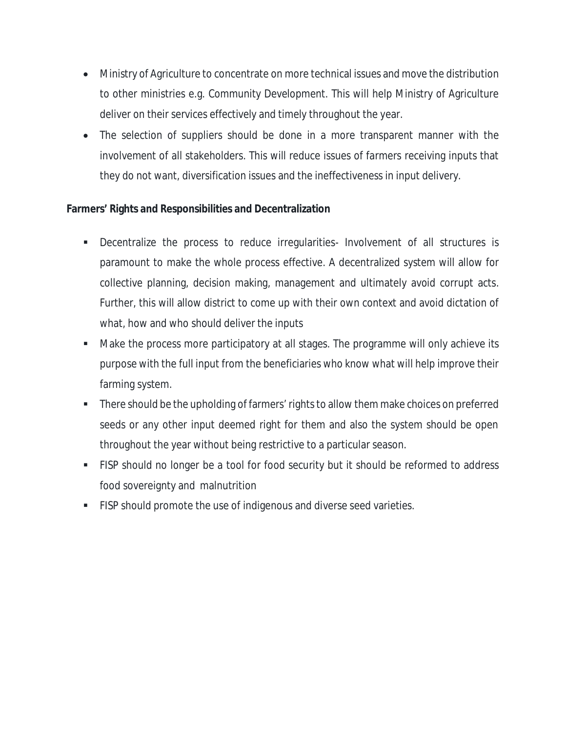- Ministry of Agriculture to concentrate on more technical issues and move the distribution to other ministries e.g. Community Development. This will help Ministry of Agriculture deliver on their services effectively and timely throughout the year.
- The selection of suppliers should be done in a more transparent manner with the involvement of all stakeholders. This will reduce issues of farmers receiving inputs that they do not want, diversification issues and the ineffectiveness in input delivery.

**Farmers' Rights and Responsibilities and Decentralization**

- Decentralize the process to reduce irregularities- Involvement of all structures is paramount to make the whole process effective. A decentralized system will allow for collective planning, decision making, management and ultimately avoid corrupt acts. Further, this will allow district to come up with their own context and avoid dictation of what, how and who should deliver the inputs
- Make the process more participatory at all stages. The programme will only achieve its purpose with the full input from the beneficiaries who know what will help improve their farming system.
- There should be the upholding of farmers' rights to allow them make choices on preferred seeds or any other input deemed right for them and also the system should be open throughout the year without being restrictive to a particular season.
- FISP should no longer be a tool for food security but it should be reformed to address food sovereignty and malnutrition
- FISP should promote the use of indigenous and diverse seed varieties.